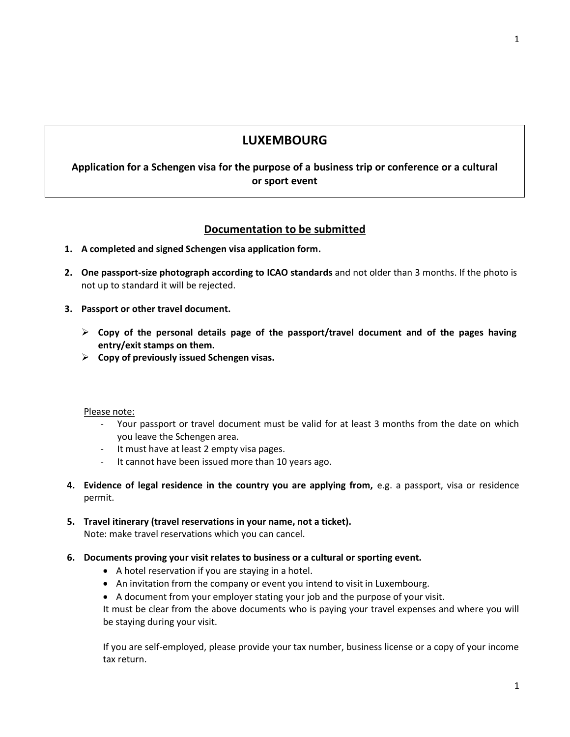# LUXEMBOURG

## Application for a Schengen visa for the purpose of a business trip or conference or a cultural or sport event

## Documentation to be submitted

1. **A completed and signed Schengen visa application form.**

2. **One passport-size photograph according to ICAO standards** and not older than 3 months. If the photo is not up to standard it will be rejected.

3. **Passport or other travel document.**

   - **Copy of the personal details page of the passport/travel document and of the pages having entry/exit stamps on them.**
   - **Copy of previously issued Schengen visas.**

   Please note:
   - Your passport or travel document must be valid for at least 3 months from the date on which you leave the Schengen area.
   - It must have at least 2 empty visa pages.
   - It cannot have been issued more than 10 years ago.

4. **Evidence of legal residence in the country you are applying from,** e.g. a passport, visa or residence permit.

5. **Travel itinerary (travel reservations in your name, not a ticket).**
   Note: make travel reservations which you can cancel.

6. **Documents proving your visit relates to business or a cultural or sporting event.**
   - A hotel reservation if you are staying in a hotel.
   - An invitation from the company or event you intend to visit in Luxembourg.
   - A document from your employer stating your job and the purpose of your visit.

   It must be clear from the above documents who is paying your travel expenses and where you will be staying during your visit.

   If you are self-employed, please provide your tax number, business license or a copy of your income tax return.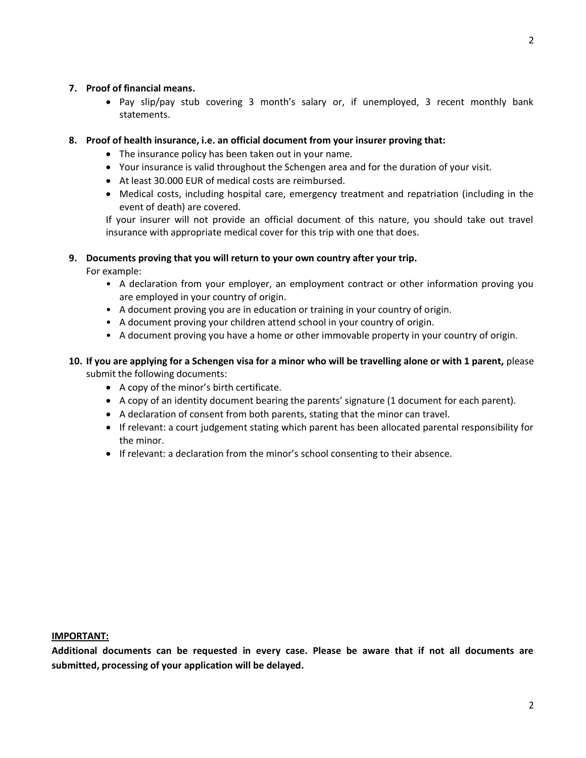7. **Proof of financial means.**
    - Pay slip/pay stub covering 3 month's salary or, if unemployed, 3 recent monthly bank statements.

8. **Proof of health insurance, i.e. an official document from your insurer proving that:**
    - The insurance policy has been taken out in your name.
    - Your insurance is valid throughout the Schengen area and for the duration of your visit.
    - At least 30.000 EUR of medical costs are reimbursed.
    - Medical costs, including hospital care, emergency treatment and repatriation (including in the event of death) are covered.

    If your insurer will not provide an official document of this nature, you should take out travel insurance with appropriate medical cover for this trip with one that does.

9. **Documents proving that you will return to your own country after your trip.**

    For example:
    - A declaration from your employer, an employment contract or other information proving you are employed in your country of origin.
    - A document proving you are in education or training in your country of origin.
    - A document proving your children attend school in your country of origin.
    - A document proving you have a home or other immovable property in your country of origin.

10. **If you are applying for a Schengen visa for a minor who will be travelling alone or with 1 parent,** please submit the following documents:
    - A copy of the minor's birth certificate.
    - A copy of an identity document bearing the parents' signature (1 document for each parent).
    - A declaration of consent from both parents, stating that the minor can travel.
    - If relevant: a court judgement stating which parent has been allocated parental responsibility for the minor.
    - If relevant: a declaration from the minor's school consenting to their absence.

**<u>IMPORTANT:</u>**

**Additional documents can be requested in every case. Please be aware that if not all documents are submitted, processing of your application will be delayed.**